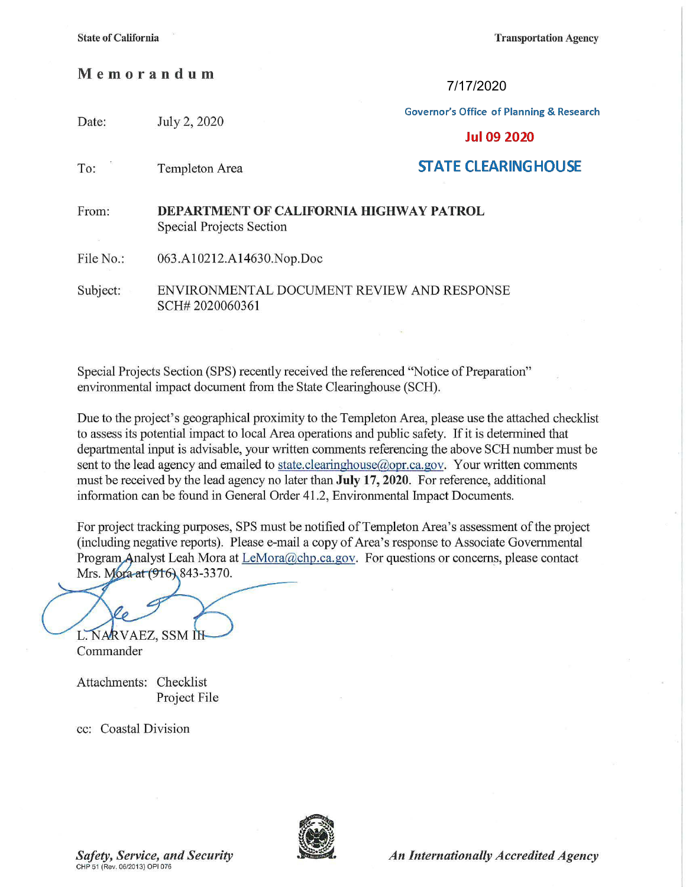State of California | Transportation Agency

# Memorandum

7/17/2020

Governor's Office of Planning & Research

Jul 09 2020

STATE CLEARINGHOUSE

Date: July 2, 2020

To: Templeton Area

From: **DEPARTMENT OF CALIFORNIA HIGHWAY PATROL**
Special Projects Section

File No.: 063.A10212.A14630.Nop.Doc

Subject: ENVIRONMENTAL DOCUMENT REVIEW AND RESPONSE
SCH# 2020060361

Special Projects Section (SPS) recently received the referenced "Notice of Preparation" environmental impact document from the State Clearinghouse (SCH).

Due to the project's geographical proximity to the Templeton Area, please use the attached checklist to assess its potential impact to local Area operations and public safety. If it is determined that departmental input is advisable, your written comments referencing the above SCH number must be sent to the lead agency and emailed to state.clearinghouse@opr.ca.gov. Your written comments must be received by the lead agency no later than **July 17, 2020**. For reference, additional information can be found in General Order 41.2, Environmental Impact Documents.

For project tracking purposes, SPS must be notified of Templeton Area's assessment of the project (including negative reports). Please e-mail a copy of Area's response to Associate Governmental Program Analyst Leah Mora at LeMora@chp.ca.gov. For questions or concerns, please contact Mrs. Mora at (916) 843-3370.

L. NARVAEZ, SSM III
Commander

Attachments: Checklist
Project File

cc: Coastal Division

*Safety, Service, and Security* | *An Internationally Accredited Agency*

CHP 51 (Rev. 06/2013) OPI 076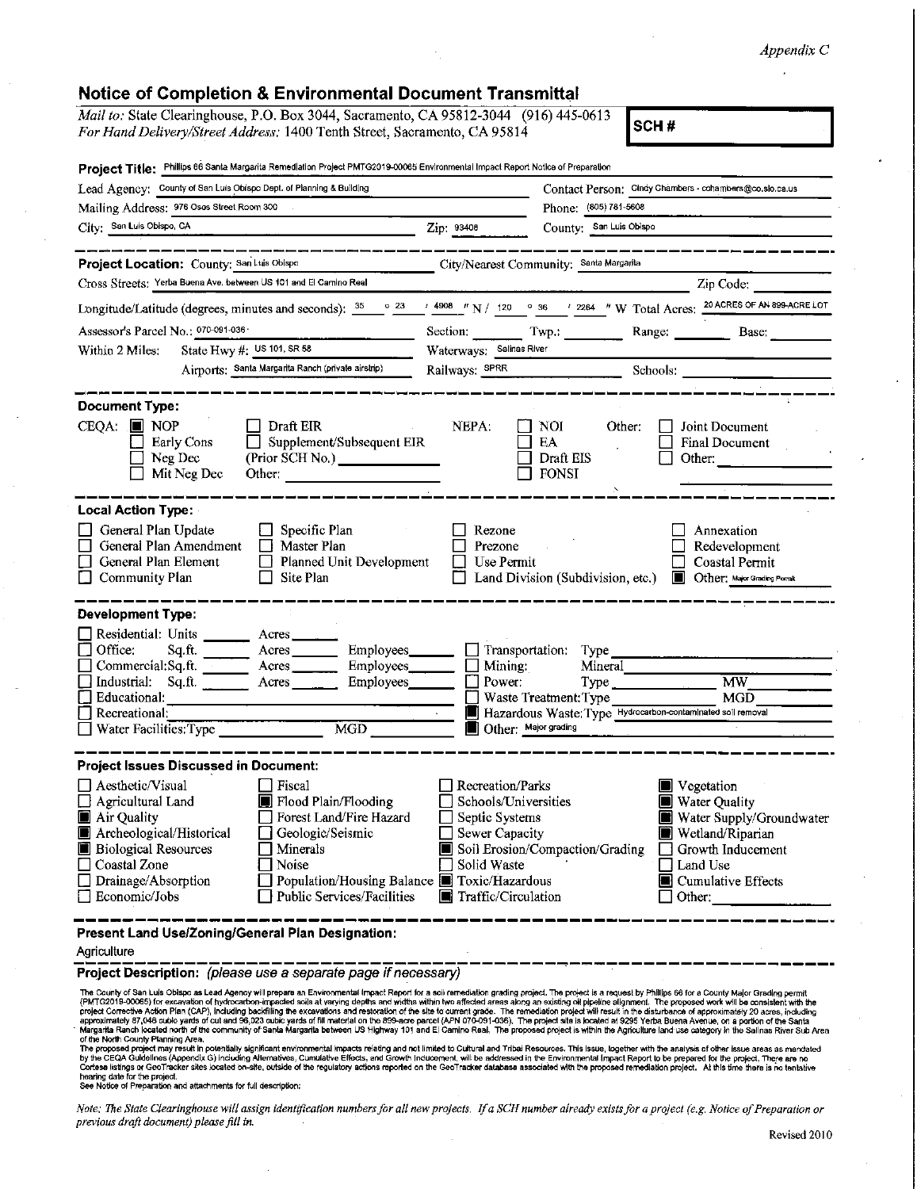*Appendix C*

## Notice of Completion & Environmental Document Transmittal

*Mail to:* State Clearinghouse, P.O. Box 3044, Sacramento, CA 95812-3044 (916) 445-0613
*For Hand Delivery/Street Address:* 1400 Tenth Street, Sacramento, CA 95814

**SCH #**

**Project Title:** Phillips 66 Santa Margarita Remediation Project PMTG2019-00065 Environmental Impact Report Notice of Preparation

Lead Agency: County of San Luis Obispo Dept. of Planning & Building
Contact Person: Cindy Chambers - cchambers@co.slo.ca.us

Mailing Address: 976 Osos Street Room 300
Phone: (805) 781-5608

City: San Luis Obispo, CA  Zip: 93408  County: San Luis Obispo

---

**Project Location:** County: San Luis Obispo  City/Nearest Community: Santa Margarita

Cross Streets: Yerba Buena Ave. between US 101 and El Camino Real  Zip Code:

Longitude/Latitude (degrees, minutes and seconds): 35 ° 23 ′ 4908 ″ N / 120 ° 36 ′ 2264 ″ W  Total Acres: 20 ACRES OF AN 899-ACRE LOT

Assessor's Parcel No.: 070-091-036  Section:  Twp.:  Range:  Base:

Within 2 Miles: State Hwy #: US 101, SR 58  Waterways: Salinas River

Airports: Santa Margarita Ranch (private airstrip)  Railways: SPRR  Schools:

---

**Document Type:**

CEQA: ■ NOP ☐ Draft EIR ☐ Early Cons ☐ Supplement/Subsequent EIR ☐ Neg Dec (Prior SCH No.) ☐ Mit Neg Dec Other:

NEPA: ☐ NOI ☐ EA ☐ Draft EIS ☐ FONSI

Other: ☐ Joint Document ☐ Final Document ☐ Other:

---

**Local Action Type:**

☐ General Plan Update ☐ General Plan Amendment ☐ General Plan Element ☐ Community Plan ☐ Specific Plan ☐ Master Plan ☐ Planned Unit Development ☐ Site Plan ☐ Rezone ☐ Prezone ☐ Use Permit ☐ Land Division (Subdivision, etc.) ☐ Annexation ☐ Redevelopment ☐ Coastal Permit ■ Other: Major Grading Permit

---

**Development Type:**

☐ Residential: Units ___ Acres ___
☐ Office: Sq.ft. ___ Acres ___ Employees ___
☐ Commercial: Sq.ft. ___ Acres ___ Employees ___
☐ Industrial: Sq.ft. ___ Acres ___ Employees ___
☐ Educational:
☐ Recreational:
☐ Water Facilities: Type ___ MGD ___
☐ Transportation: Type
☐ Mining: Mineral
☐ Power: Type ___ MW
☐ Waste Treatment: Type ___ MGD
■ Hazardous Waste: Type Hydrocarbon-contaminated soil removal
■ Other: Major grading

---

**Project Issues Discussed in Document:**

☐ Aesthetic/Visual
☐ Agricultural Land
■ Air Quality
■ Archeological/Historical
■ Biological Resources
☐ Coastal Zone
☐ Drainage/Absorption
☐ Economic/Jobs
☐ Fiscal
■ Flood Plain/Flooding
☐ Forest Land/Fire Hazard
☐ Geologic/Seismic
☐ Minerals
☐ Noise
☐ Population/Housing Balance
☐ Public Services/Facilities
☐ Recreation/Parks
☐ Schools/Universities
☐ Septic Systems
☐ Sewer Capacity
■ Soil Erosion/Compaction/Grading
☐ Solid Waste
■ Toxic/Hazardous
■ Traffic/Circulation
■ Vegetation
■ Water Quality
■ Water Supply/Groundwater
■ Wetland/Riparian
☐ Growth Inducement
☐ Land Use
■ Cumulative Effects
☐ Other:

---

**Present Land Use/Zoning/General Plan Designation:**

Agriculture

**Project Description:** *(please use a separate page if necessary)*

The County of San Luis Obispo as Lead Agency will prepare an Environmental Impact Report for a soil remediation grading project. The project is a request by Phillips 66 for a County Major Grading permit (PMTG2019-00065) for excavation of hydrocarbon-impacted soils at varying depths and widths within two affected areas along an existing oil pipeline alignment. The proposed work will be consistent with the project Corrective Action Plan (CAP), including backfilling the excavations and restoration of the site to current grade. The remediation project will result in the disturbance of approximately 20 acres, including approximately 87,046 cubic yards of cut and 96,023 cubic yards of fill material on the 899-acre parcel (APN 070-091-036). The project site is located at 9295 Yerba Buena Avenue, on a portion of the Santa Margarita Ranch located north of the community of Santa Margarita between US Highway 101 and El Camino Real. The proposed project is within the Agriculture land use category in the Salinas River Sub Area of the North County Planning Area.
The proposed project may result in potentially significant environmental impacts relating and not limited to Cultural and Tribal Resources. This issue, together with the analysis of other issue areas as mandated by the CEQA Guidelines (Appendix G) including Alternatives, Cumulative Effects, and Growth Inducement, will be addressed in the Environmental Impact Report to be prepared for the project. There are no Cortese listings or GeoTracker sites located on-site, outside of the regulatory actions reported on the GeoTracker database associated with the proposed remediation project. At this time there is no tentative hearing date for the project.
See Notice of Preparation and attachments for full description.

*Note: The State Clearinghouse will assign identification numbers for all new projects. If a SCH number already exists for a project (e.g. Notice of Preparation or previous draft document) please fill in.*

Revised 2010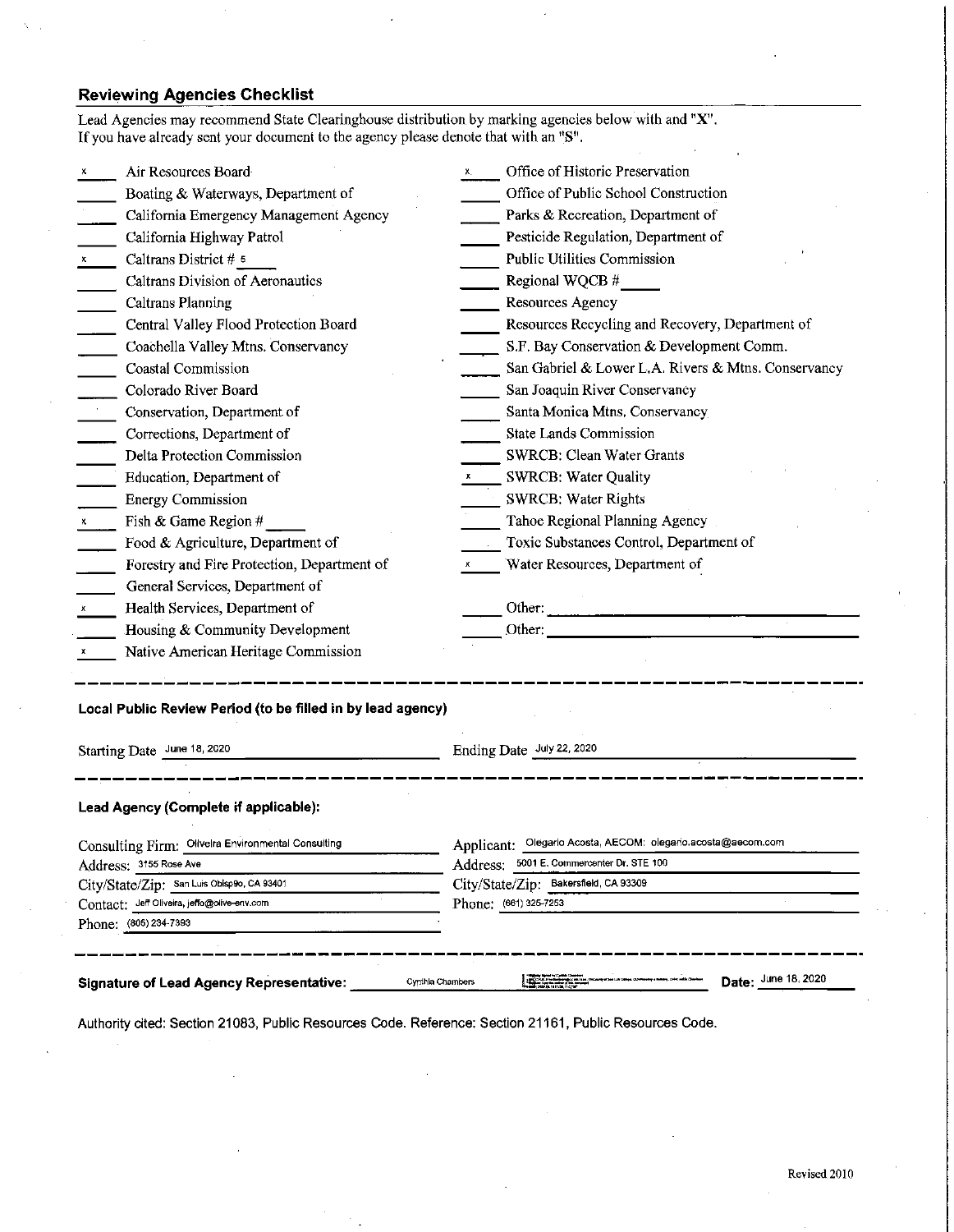## Reviewing Agencies Checklist

Lead Agencies may recommend State Clearinghouse distribution by marking agencies below with and "X". If you have already sent your document to the agency please denote that with an "S".

| | | | |
|---|---|---|---|
| x | Air Resources Board | x | Office of Historic Preservation |
| | Boating & Waterways, Department of | | Office of Public School Construction |
| | California Emergency Management Agency | | Parks & Recreation, Department of |
| | California Highway Patrol | | Pesticide Regulation, Department of |
| x | Caltrans District # 5 | | Public Utilities Commission |
| | Caltrans Division of Aeronautics | | Regional WQCB # |
| | Caltrans Planning | | Resources Agency |
| | Central Valley Flood Protection Board | | Resources Recycling and Recovery, Department of |
| | Coachella Valley Mtns. Conservancy | | S.F. Bay Conservation & Development Comm. |
| | Coastal Commission | | San Gabriel & Lower L.A. Rivers & Mtns. Conservancy |
| | Colorado River Board | | San Joaquin River Conservancy |
| | Conservation, Department of | | Santa Monica Mtns. Conservancy |
| | Corrections, Department of | | State Lands Commission |
| | Delta Protection Commission | | SWRCB: Clean Water Grants |
| | Education, Department of | x | SWRCB: Water Quality |
| | Energy Commission | | SWRCB: Water Rights |
| x | Fish & Game Region # | | Tahoe Regional Planning Agency |
| | Food & Agriculture, Department of | | Toxic Substances Control, Department of |
| | Forestry and Fire Protection, Department of | x | Water Resources, Department of |
| | General Services, Department of | | |
| x | Health Services, Department of | | Other: |
| | Housing & Community Development | | Other: |
| x | Native American Heritage Commission | | |

---

**Local Public Review Period (to be filled in by lead agency)**

Starting Date June 18, 2020 | Ending Date July 22, 2020

---

**Lead Agency (Complete if applicable):**

| | |
|---|---|
| Consulting Firm: Oliveira Environmental Consulting | Applicant: Olegario Acosta, AECOM: olegario.acosta@aecom.com |
| Address: 3155 Rose Ave | Address: 5001 E. Commercenter Dr. STE 100 |
| City/State/Zip: San Luis Obispo, CA 93401 | City/State/Zip: Bakersfield, CA 93309 |
| Contact: Jeff Oliveira, jeffo@olive-env.com | Phone: (661) 325-7253 |
| Phone: (805) 234-7393 | |

---

**Signature of Lead Agency Representative:** Cynthia Chambers **Date:** June 18, 2020

Authority cited: Section 21083, Public Resources Code. Reference: Section 21161, Public Resources Code.

Revised 2010